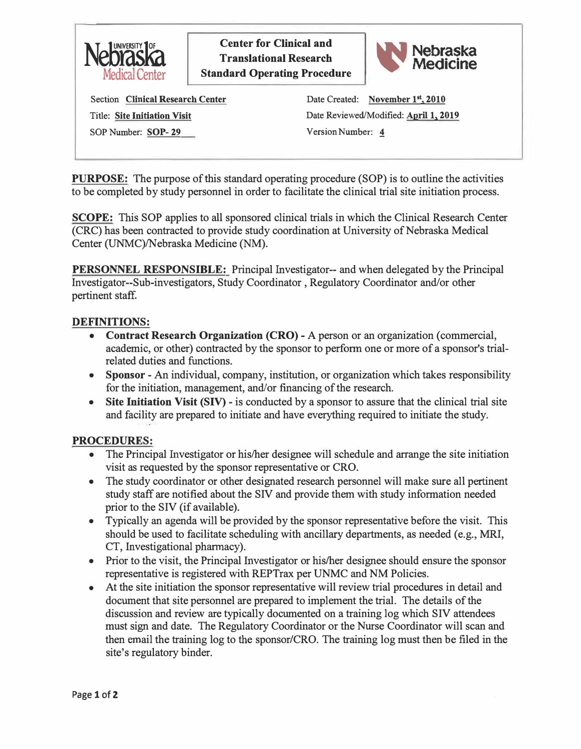University of Nebraska Medical Center

**Center for Clinical and Translational Research Standard Operating Procedure**

Nebraska Medicine

| | |
|---|---|
| Section **Clinical Research Center** | Date Created: **November 1st, 2010** |
| Title: **Site Initiation Visit** | Date Reviewed/Modified: **April 1, 2019** |
| SOP Number: **SOP- 29** | Version Number: **4** |

**PURPOSE:** The purpose of this standard operating procedure (SOP) is to outline the activities to be completed by study personnel in order to facilitate the clinical trial site initiation process.

**SCOPE:** This SOP applies to all sponsored clinical trials in which the Clinical Research Center (CRC) has been contracted to provide study coordination at University of Nebraska Medical Center (UNMC)/Nebraska Medicine (NM).

**PERSONNEL RESPONSIBLE:** Principal Investigator-- and when delegated by the Principal Investigator--Sub-investigators, Study Coordinator , Regulatory Coordinator and/or other pertinent staff.

## DEFINITIONS:

- **Contract Research Organization (CRO) -** A person or an organization (commercial, academic, or other) contracted by the sponsor to perform one or more of a sponsor's trial-related duties and functions.
- **Sponsor -** An individual, company, institution, or organization which takes responsibility for the initiation, management, and/or financing of the research.
- **Site Initiation Visit (SIV) -** is conducted by a sponsor to assure that the clinical trial site and facility are prepared to initiate and have everything required to initiate the study.

## PROCEDURES:

- The Principal Investigator or his/her designee will schedule and arrange the site initiation visit as requested by the sponsor representative or CRO.
- The study coordinator or other designated research personnel will make sure all pertinent study staff are notified about the SIV and provide them with study information needed prior to the SIV (if available).
- Typically an agenda will be provided by the sponsor representative before the visit. This should be used to facilitate scheduling with ancillary departments, as needed (e.g., MRI, CT, Investigational pharmacy).
- Prior to the visit, the Principal Investigator or his/her designee should ensure the sponsor representative is registered with REPTrax per UNMC and NM Policies.
- At the site initiation the sponsor representative will review trial procedures in detail and document that site personnel are prepared to implement the trial. The details of the discussion and review are typically documented on a training log which SIV attendees must sign and date. The Regulatory Coordinator or the Nurse Coordinator will scan and then email the training log to the sponsor/CRO. The training log must then be filed in the site's regulatory binder.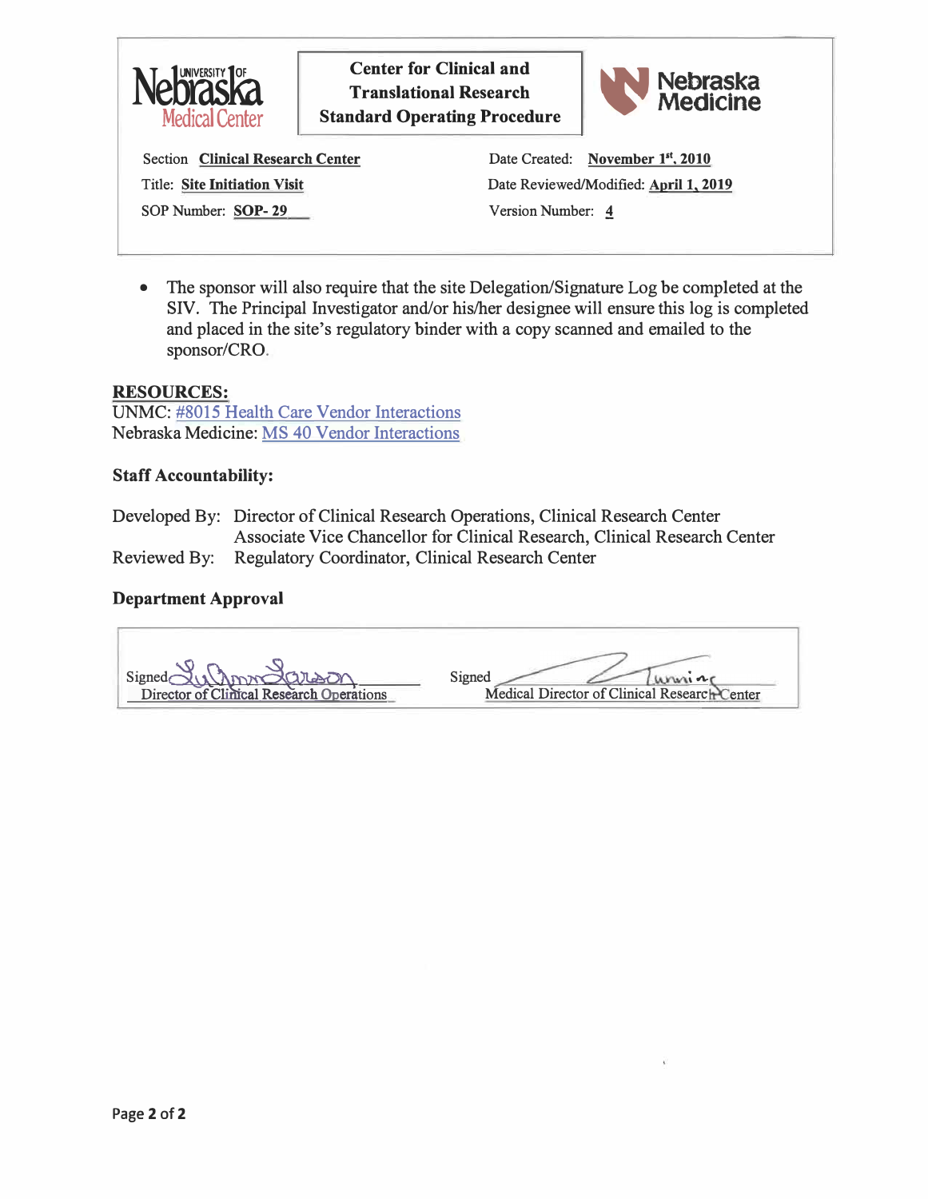| | |
|---|---|
| University of Nebraska Medical Center | **Center for Clinical and Translational Research Standard Operating Procedure** | Nebraska Medicine |

| | |
|---|---|
| Section **Clinical Research Center** | Date Created: **November 1st, 2010** |
| Title: **Site Initiation Visit** | Date Reviewed/Modified: **April 1, 2019** |
| SOP Number: **SOP- 29** | Version Number: **4** |

- The sponsor will also require that the site Delegation/Signature Log be completed at the SIV. The Principal Investigator and/or his/her designee will ensure this log is completed and placed in the site's regulatory binder with a copy scanned and emailed to the sponsor/CRO.

**RESOURCES:**
UNMC: #8015 Health Care Vendor Interactions
Nebraska Medicine: MS 40 Vendor Interactions

**Staff Accountability:**

Developed By: Director of Clinical Research Operations, Clinical Research Center
Associate Vice Chancellor for Clinical Research, Clinical Research Center
Reviewed By: Regulatory Coordinator, Clinical Research Center

**Department Approval**

| | |
|---|---|
| Signed ____________________ Director of Clinical Research Operations | Signed ____________________ Medical Director of Clinical Research Center |